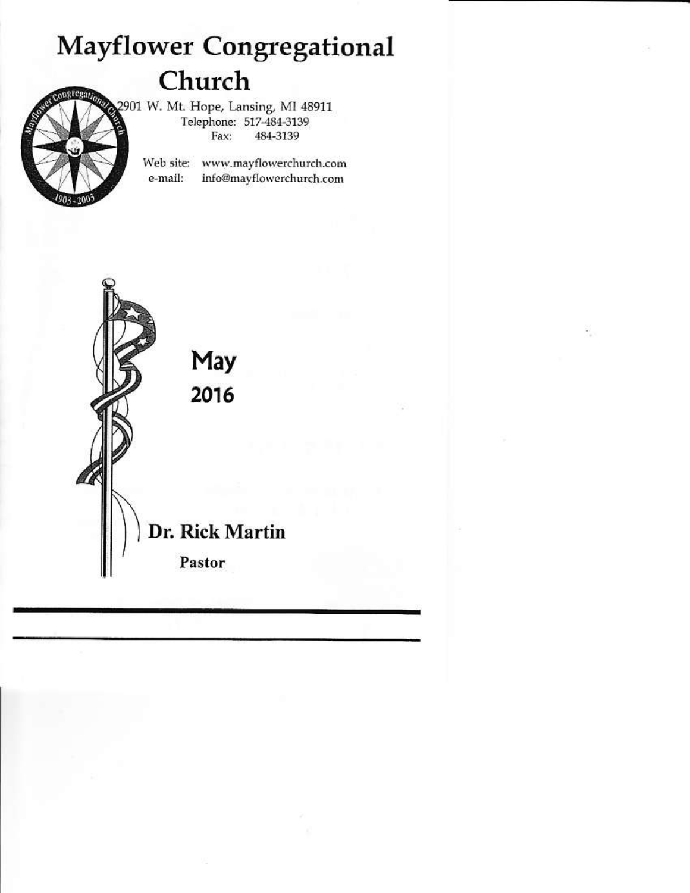# Mayflower Congregational Church

2901 W. Mt. Hope, Lansing, MI 48911
Telephone: 517-484-3139
Fax: 484-3139

Web site: www.mayflowerchurch.com
e-mail: info@mayflowerchurch.com

## May 2016

**Dr. Rick Martin**

**Pastor**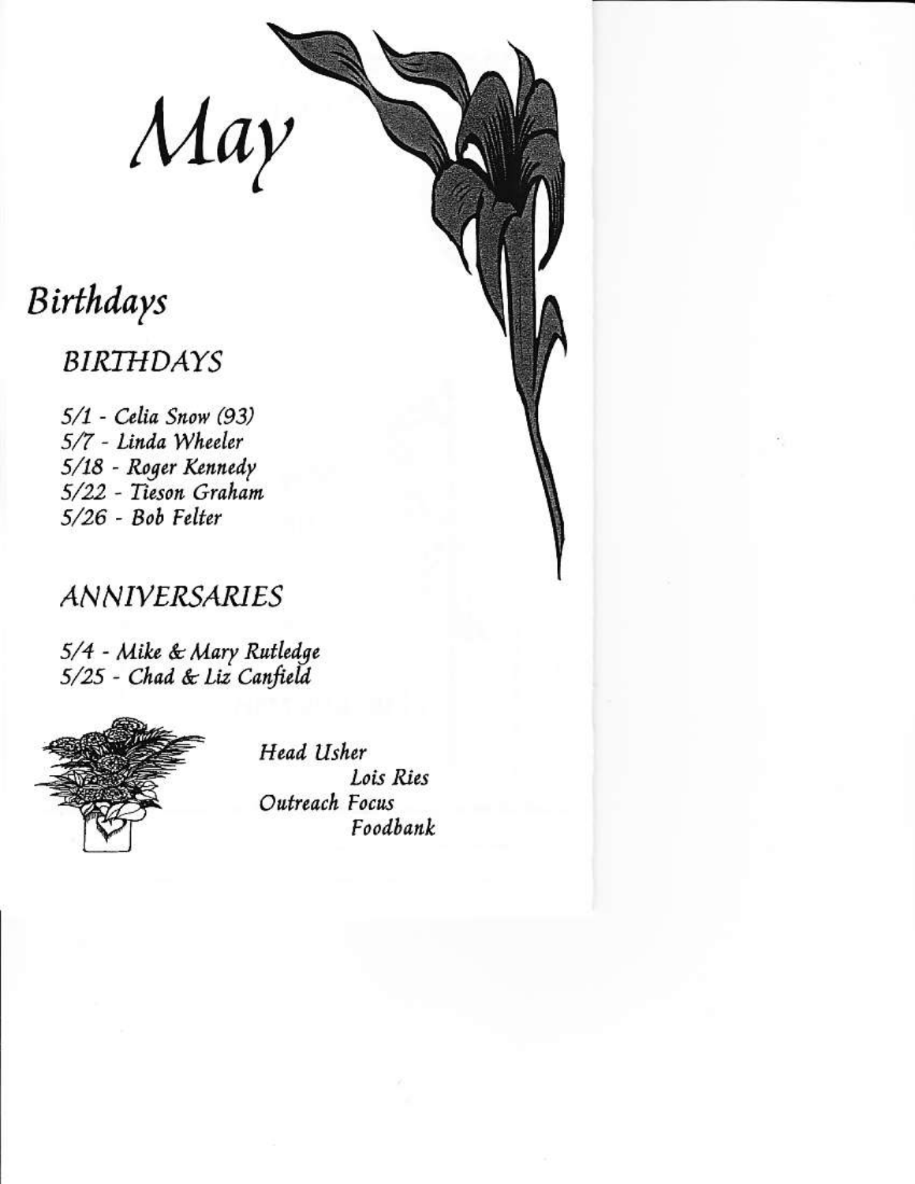# May

## Birthdays

### BIRTHDAYS

5/1 - Celia Snow (93)
5/7 - Linda Wheeler
5/18 - Roger Kennedy
5/22 - Tieson Graham
5/26 - Bob Felter

### ANNIVERSARIES

5/4 - Mike & Mary Rutledge
5/25 - Chad & Liz Canfield

Head Usher
Lois Ries
Outreach Focus
Foodbank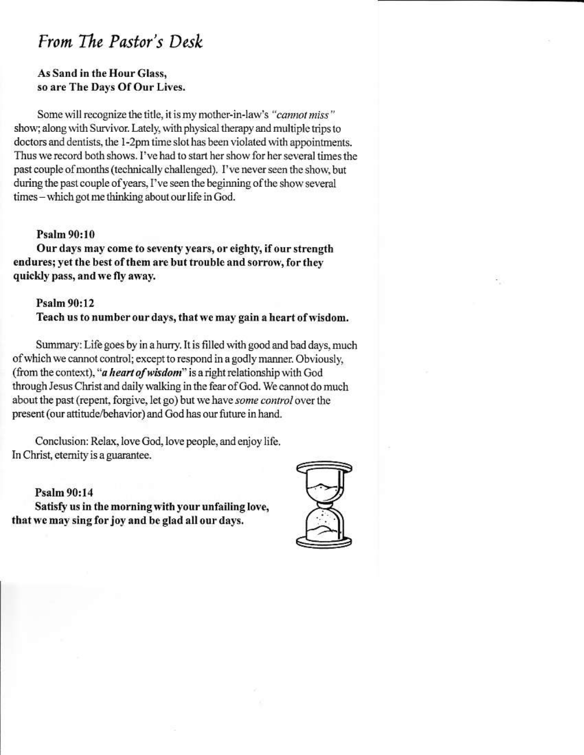# *From The Pastor's Desk*

**As Sand in the Hour Glass,**
**so are The Days Of Our Lives.**

Some will recognize the title, it is my mother-in-law's *"cannot miss"* show; along with Survivor. Lately, with physical therapy and multiple trips to doctors and dentists, the 1-2pm time slot has been violated with appointments. Thus we record both shows. I've had to start her show for her several times the past couple of months (technically challenged). I've never seen the show, but during the past couple of years, I've seen the beginning of the show several times – which got me thinking about our life in God.

**Psalm 90:10**
**Our days may come to seventy years, or eighty, if our strength endures; yet the best of them are but trouble and sorrow, for they quickly pass, and we fly away.**

**Psalm 90:12**
**Teach us to number our days, that we may gain a heart of wisdom.**

Summary: Life goes by in a hurry. It is filled with good and bad days, much of which we cannot control; except to respond in a godly manner. Obviously, (from the context), "***a heart of wisdom***" is a right relationship with God through Jesus Christ and daily walking in the fear of God. We cannot do much about the past (repent, forgive, let go) but we have *some control* over the present (our attitude/behavior) and God has our future in hand.

Conclusion: Relax, love God, love people, and enjoy life. In Christ, eternity is a guarantee.

**Psalm 90:14**
**Satisfy us in the morning with your unfailing love, that we may sing for joy and be glad all our days.**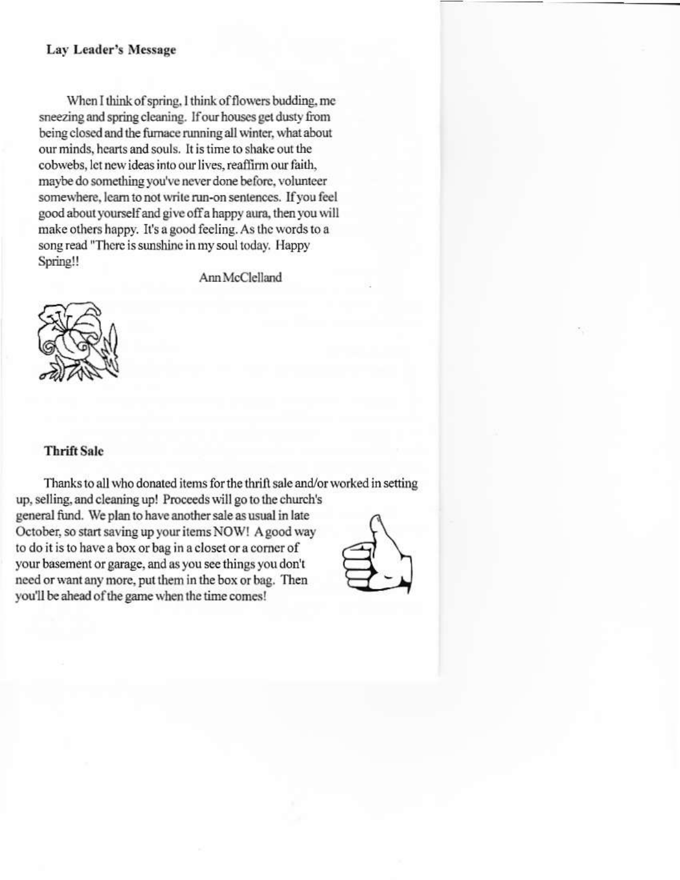### Lay Leader's Message

When I think of spring, I think of flowers budding, me sneezing and spring cleaning. If our houses get dusty from being closed and the furnace running all winter, what about our minds, hearts and souls. It is time to shake out the cobwebs, let new ideas into our lives, reaffirm our faith, maybe do something you've never done before, volunteer somewhere, learn to not write run-on sentences. If you feel good about yourself and give off a happy aura, then you will make others happy. It's a good feeling. As the words to a song read "There is sunshine in my soul today. Happy Spring!!

Ann McClelland

### Thrift Sale

Thanks to all who donated items for the thrift sale and/or worked in setting up, selling, and cleaning up! Proceeds will go to the church's general fund. We plan to have another sale as usual in late October, so start saving up your items NOW! A good way to do it is to have a box or bag in a closet or a corner of your basement or garage, and as you see things you don't need or want any more, put them in the box or bag. Then you'll be ahead of the game when the time comes!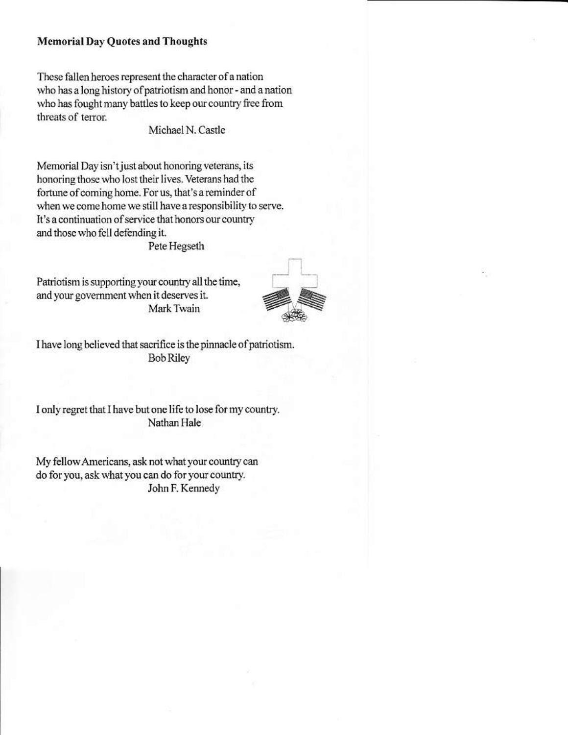**Memorial Day Quotes and Thoughts**

These fallen heroes represent the character of a nation who has a long history of patriotism and honor - and a nation who has fought many battles to keep our country free from threats of terror.

Michael N. Castle

Memorial Day isn't just about honoring veterans, its honoring those who lost their lives. Veterans had the fortune of coming home. For us, that's a reminder of when we come home we still have a responsibility to serve. It's a continuation of service that honors our country and those who fell defending it.

Pete Hegseth

Patriotism is supporting your country all the time, and your government when it deserves it.

Mark Twain

I have long believed that sacrifice is the pinnacle of patriotism.

Bob Riley

I only regret that I have but one life to lose for my country.

Nathan Hale

My fellow Americans, ask not what your country can do for you, ask what you can do for your country.

John F. Kennedy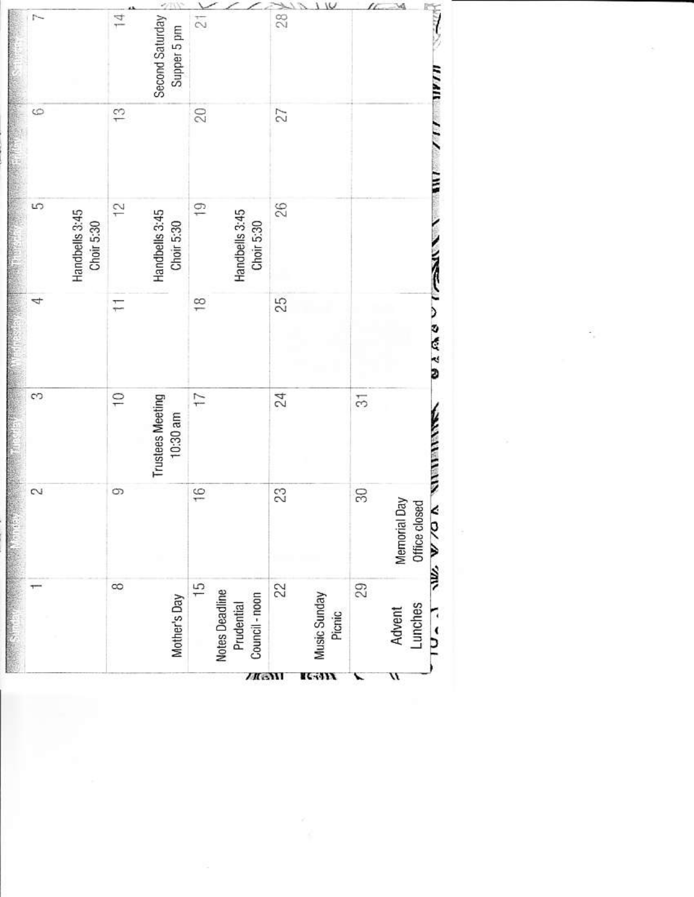| Sunday | Monday | Tuesday | Wednesday | Thursday | Friday | Saturday |
|---|---|---|---|---|---|---|
| 1 | 2 | 3 | 4 | 5 Handbells 3:45 Choir 5:30 | 6 | 7 |
| 8 Mother's Day | 9 | 10 Trustees Meeting 10:30 am | 11 | 12 Handbells 3:45 Choir 5:30 | 13 | 14 Second Saturday Supper 5 pm |
| 15 Notes Deadline Prudential Council - noon | 16 | 17 | 18 | 19 Handbells 3:45 Choir 5:30 | 20 | 21 |
| 22 Music Sunday Picnic | 23 | 24 | 25 | 26 | 27 | 28 |
| 29 Advent Lunches | 30 Memorial Day Office closed | 31 | | | | |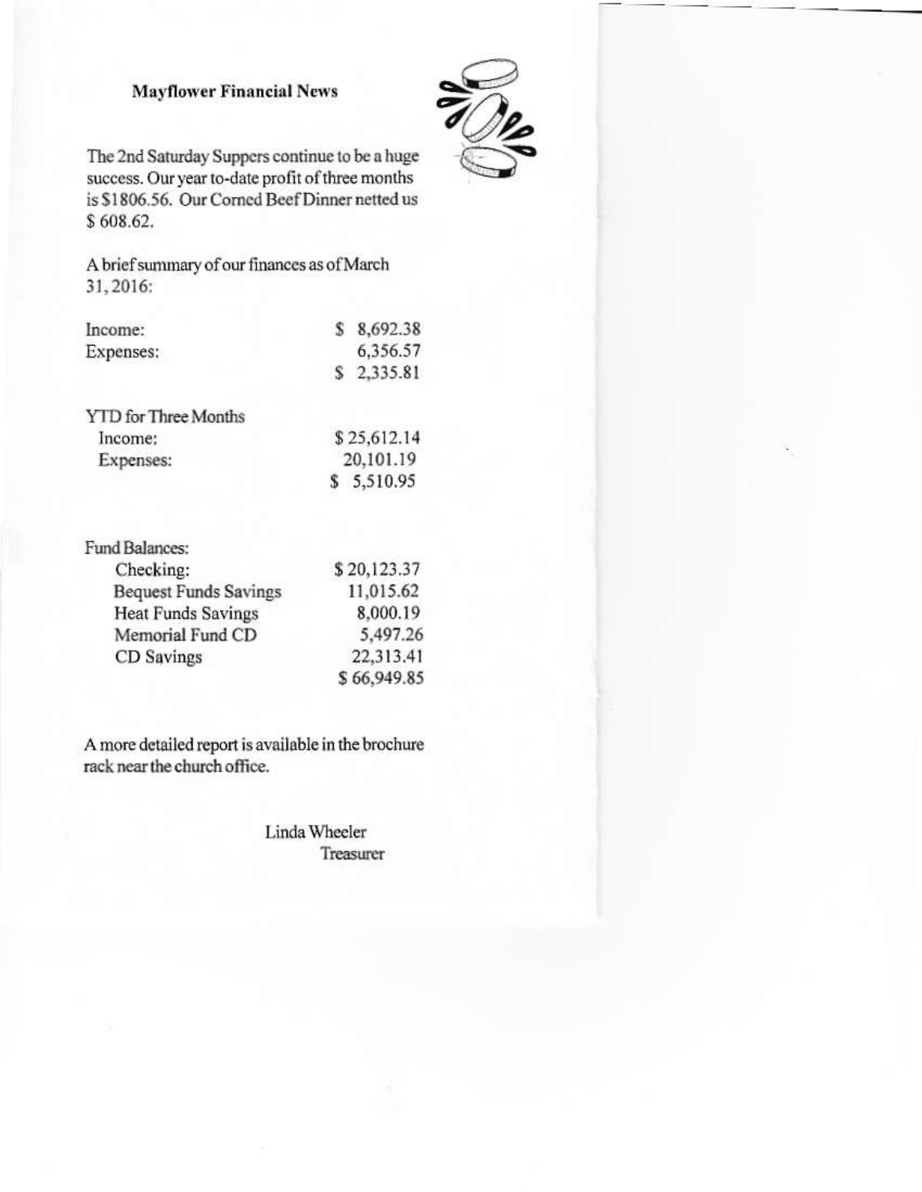## Mayflower Financial News

The 2nd Saturday Suppers continue to be a huge success. Our year to-date profit of three months is $1806.56. Our Corned Beef Dinner netted us $ 608.62.

A brief summary of our finances as of March 31, 2016:

| | |
|---|---|
| Income: | $ 8,692.38 |
| Expenses: | 6,356.57 |
| | $ 2,335.81 |

| | |
|---|---|
| YTD for Three Months | |
| Income: | $ 25,612.14 |
| Expenses: | 20,101.19 |
| | $ 5,510.95 |

| | |
|---|---|
| Fund Balances: | |
| Checking: | $ 20,123.37 |
| Bequest Funds Savings | 11,015.62 |
| Heat Funds Savings | 8,000.19 |
| Memorial Fund CD | 5,497.26 |
| CD Savings | 22,313.41 |
| | $ 66,949.85 |

A more detailed report is available in the brochure rack near the church office.

Linda Wheeler
Treasurer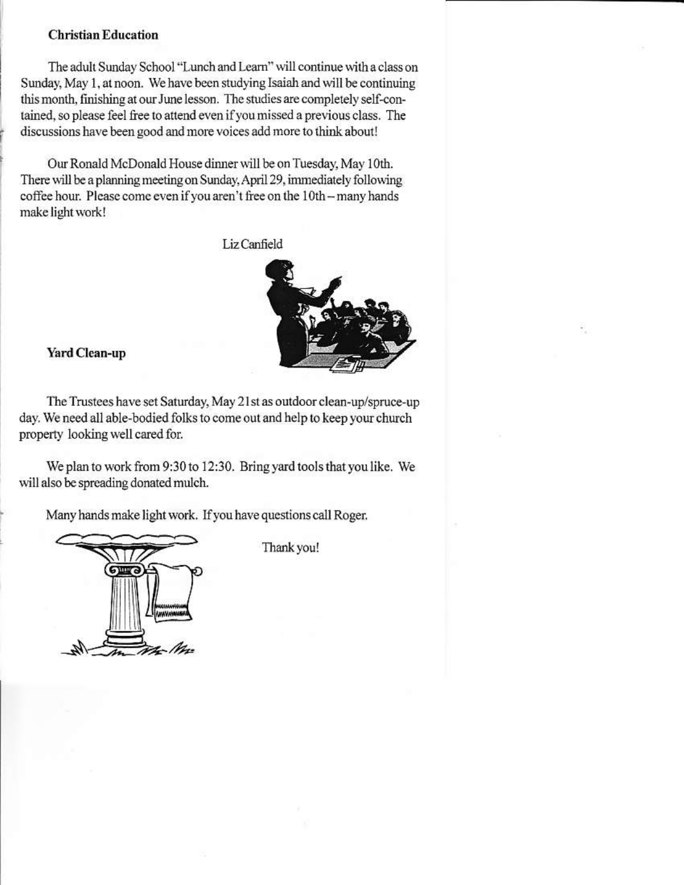### Christian Education

The adult Sunday School "Lunch and Learn" will continue with a class on Sunday, May 1, at noon. We have been studying Isaiah and will be continuing this month, finishing at our June lesson. The studies are completely self-contained, so please feel free to attend even if you missed a previous class. The discussions have been good and more voices add more to think about!

Our Ronald McDonald House dinner will be on Tuesday, May 10th. There will be a planning meeting on Sunday, April 29, immediately following coffee hour. Please come even if you aren't free on the 10th – many hands make light work!

Liz Canfield

### Yard Clean-up

The Trustees have set Saturday, May 21st as outdoor clean-up/spruce-up day. We need all able-bodied folks to come out and help to keep your church property looking well cared for.

We plan to work from 9:30 to 12:30. Bring yard tools that you like. We will also be spreading donated mulch.

Many hands make light work. If you have questions call Roger.

Thank you!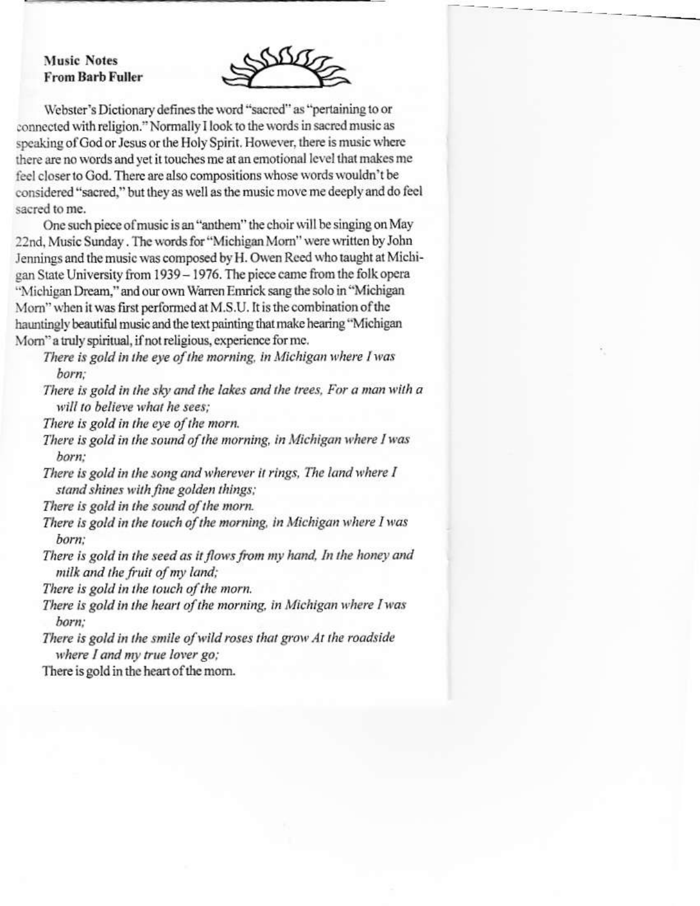**Music Notes**
**From Barb Fuller**

Webster's Dictionary defines the word "sacred" as "pertaining to or connected with religion." Normally I look to the words in sacred music as speaking of God or Jesus or the Holy Spirit. However, there is music where there are no words and yet it touches me at an emotional level that makes me feel closer to God. There are also compositions whose words wouldn't be considered "sacred," but they as well as the music move me deeply and do feel sacred to me.

One such piece of music is an "anthem" the choir will be singing on May 22nd, Music Sunday. The words for "Michigan Morn" were written by John Jennings and the music was composed by H. Owen Reed who taught at Michigan State University from 1939 – 1976. The piece came from the folk opera "Michigan Dream," and our own Warren Emrick sang the solo in "Michigan Morn" when it was first performed at M.S.U. It is the combination of the hauntingly beautiful music and the text painting that make hearing "Michigan Morn" a truly spiritual, if not religious, experience for me.

*There is gold in the eye of the morning, in Michigan where I was born;*
*There is gold in the sky and the lakes and the trees, For a man with a will to believe what he sees;*
*There is gold in the eye of the morn.*
*There is gold in the sound of the morning, in Michigan where I was born;*
*There is gold in the song and wherever it rings, The land where I stand shines with fine golden things;*
*There is gold in the sound of the morn.*
*There is gold in the touch of the morning, in Michigan where I was born;*
*There is gold in the seed as it flows from my hand, In the honey and milk and the fruit of my land;*
*There is gold in the touch of the morn.*
*There is gold in the heart of the morning, in Michigan where I was born;*
*There is gold in the smile of wild roses that grow At the roadside where I and my true lover go;*
There is gold in the heart of the morn.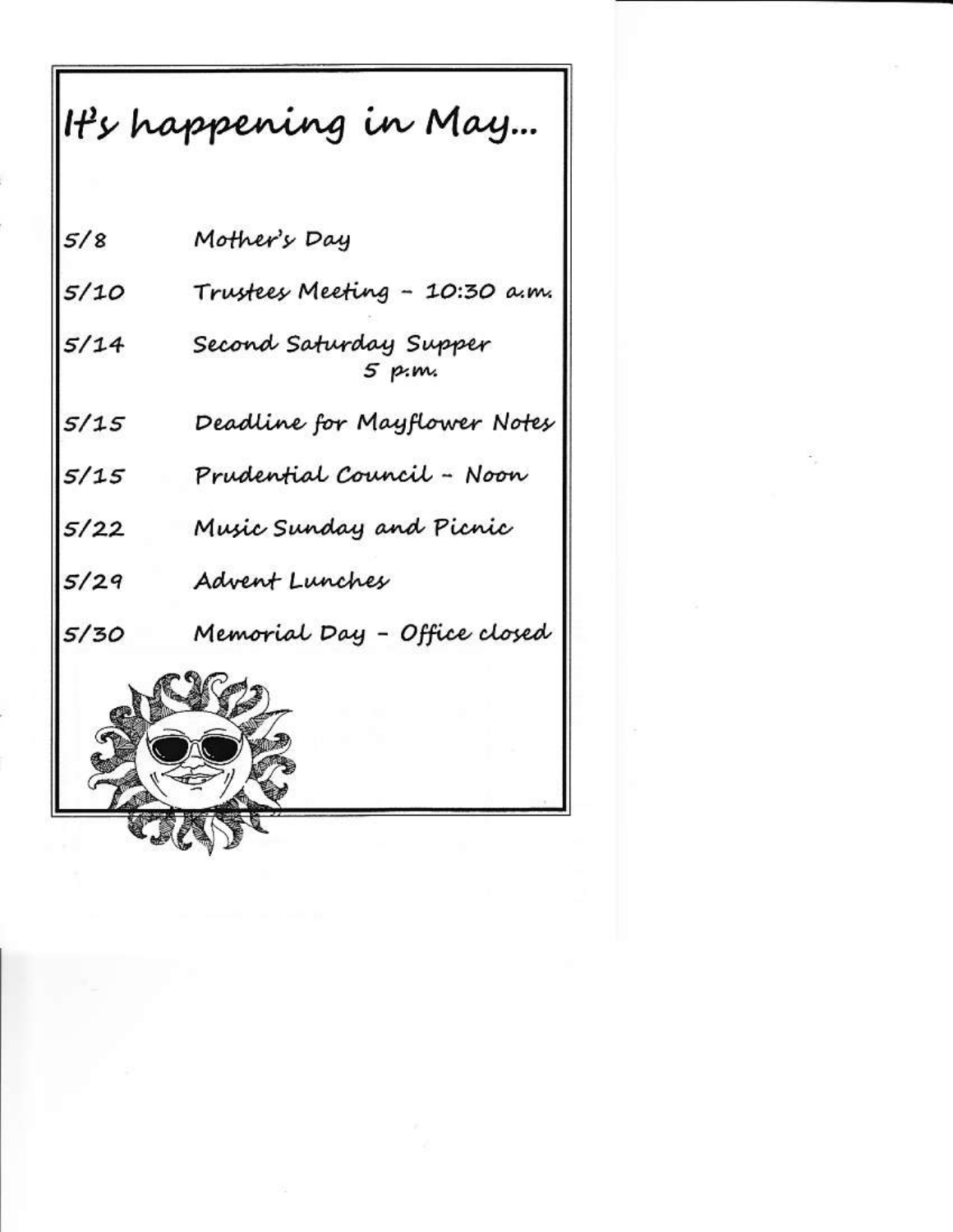# It's happening in May...

| | |
|---|---|
| 5/8 | Mother's Day |
| 5/10 | Trustees Meeting - 10:30 a.m. |
| 5/14 | Second Saturday Supper 5 p.m. |
| 5/15 | Deadline for Mayflower Notes |
| 5/15 | Prudential Council - Noon |
| 5/22 | Music Sunday and Picnic |
| 5/29 | Advent Lunches |
| 5/30 | Memorial Day - Office closed |